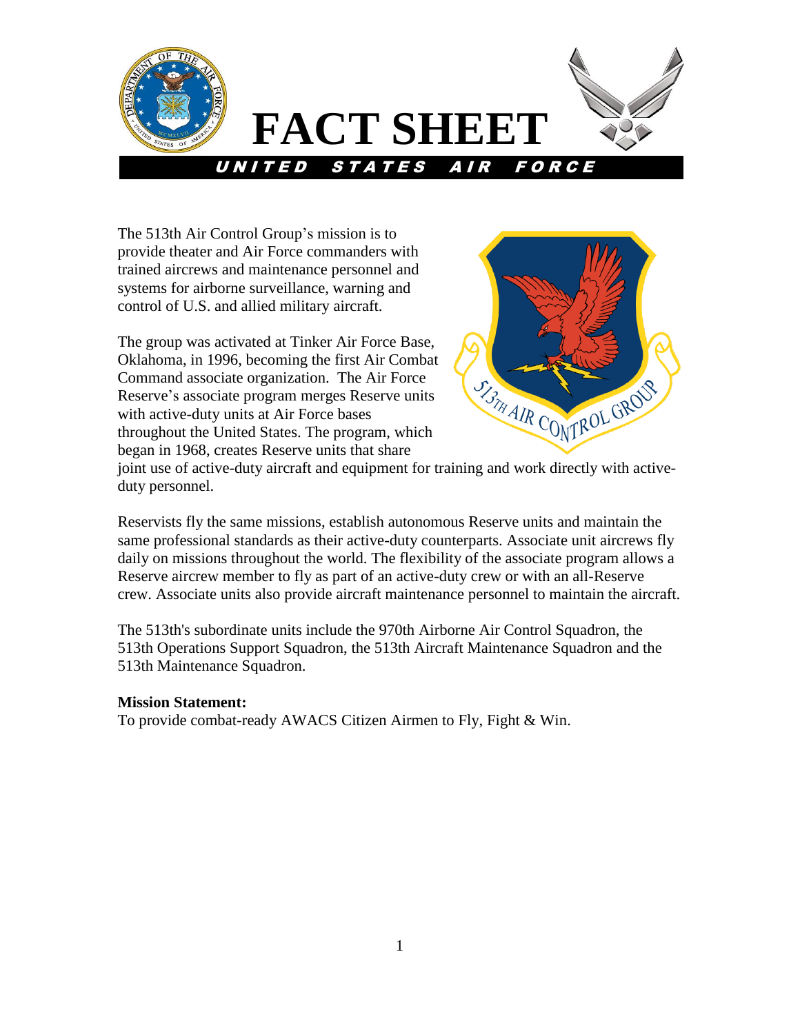# FACT SHEET

**UNITED STATES AIR FORCE**

The 513th Air Control Group's mission is to provide theater and Air Force commanders with trained aircrews and maintenance personnel and systems for airborne surveillance, warning and control of U.S. and allied military aircraft.

The group was activated at Tinker Air Force Base, Oklahoma, in 1996, becoming the first Air Combat Command associate organization. The Air Force Reserve's associate program merges Reserve units with active-duty units at Air Force bases throughout the United States. The program, which began in 1968, creates Reserve units that share joint use of active-duty aircraft and equipment for training and work directly with active-duty personnel.

Reservists fly the same missions, establish autonomous Reserve units and maintain the same professional standards as their active-duty counterparts. Associate unit aircrews fly daily on missions throughout the world. The flexibility of the associate program allows a Reserve aircrew member to fly as part of an active-duty crew or with an all-Reserve crew. Associate units also provide aircraft maintenance personnel to maintain the aircraft.

The 513th's subordinate units include the 970th Airborne Air Control Squadron, the 513th Operations Support Squadron, the 513th Aircraft Maintenance Squadron and the 513th Maintenance Squadron.

**Mission Statement:**
To provide combat-ready AWACS Citizen Airmen to Fly, Fight & Win.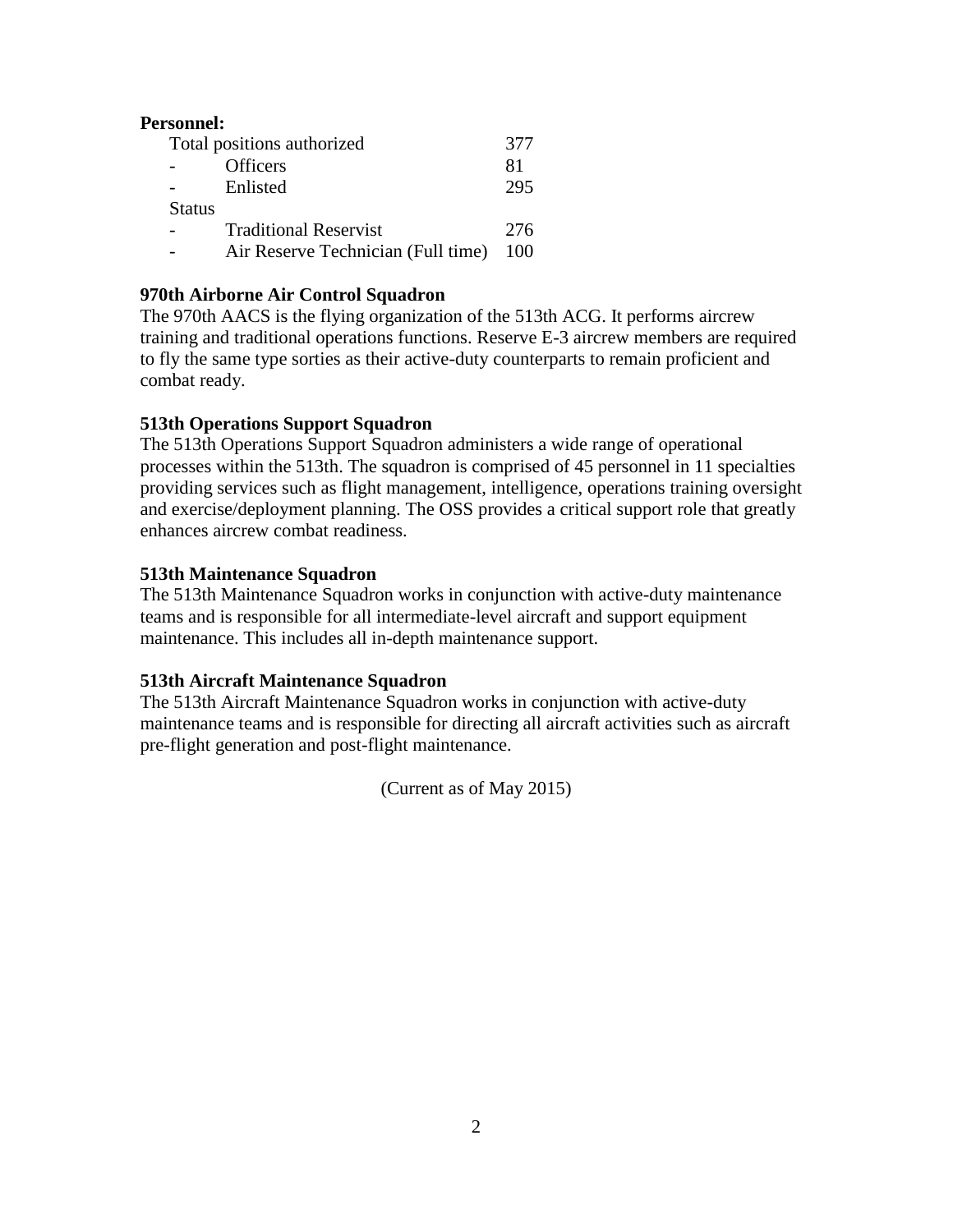**Personnel:**

| | | |
|---|---|---|
| Total positions authorized | | 377 |
| - | Officers | 81 |
| - | Enlisted | 295 |
| Status | | |
| - | Traditional Reservist | 276 |
| - | Air Reserve Technician (Full time) | 100 |

**970th Airborne Air Control Squadron**

The 970th AACS is the flying organization of the 513th ACG. It performs aircrew training and traditional operations functions. Reserve E-3 aircrew members are required to fly the same type sorties as their active-duty counterparts to remain proficient and combat ready.

**513th Operations Support Squadron**

The 513th Operations Support Squadron administers a wide range of operational processes within the 513th. The squadron is comprised of 45 personnel in 11 specialties providing services such as flight management, intelligence, operations training oversight and exercise/deployment planning. The OSS provides a critical support role that greatly enhances aircrew combat readiness.

**513th Maintenance Squadron**

The 513th Maintenance Squadron works in conjunction with active-duty maintenance teams and is responsible for all intermediate-level aircraft and support equipment maintenance. This includes all in-depth maintenance support.

**513th Aircraft Maintenance Squadron**

The 513th Aircraft Maintenance Squadron works in conjunction with active-duty maintenance teams and is responsible for directing all aircraft activities such as aircraft pre-flight generation and post-flight maintenance.

(Current as of May 2015)